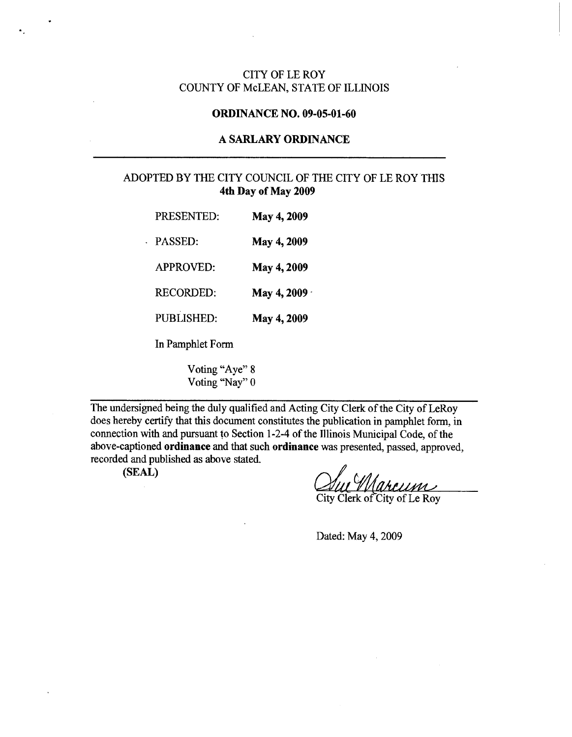CITY OF LE ROY
COUNTY OF McLEAN, STATE OF ILLINOIS

**ORDINANCE NO. 09-05-01-60**

**A SARLARY ORDINANCE**

---

ADOPTED BY THE CITY COUNCIL OF THE CITY OF LE ROY THIS
**4th Day of May 2009**

PRESENTED: **May 4, 2009**

PASSED: **May 4, 2009**

APPROVED: **May 4, 2009**

RECORDED: **May 4, 2009**

PUBLISHED: **May 4, 2009**

In Pamphlet Form

Voting "Aye" 8
Voting "Nay" 0

---

The undersigned being the duly qualified and Acting City Clerk of the City of LeRoy does hereby certify that this document constitutes the publication in pamphlet form, in connection with and pursuant to Section 1-2-4 of the Illinois Municipal Code, of the above-captioned **ordinance** and that such **ordinance** was presented, passed, approved, recorded and published as above stated.

**(SEAL)**

Sue Marcum
City Clerk of City of Le Roy

Dated: May 4, 2009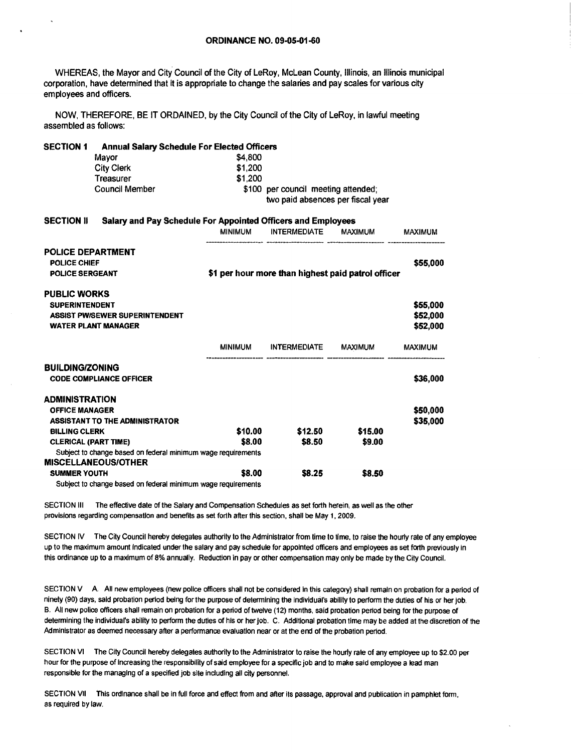**ORDINANCE NO. 09-05-01-60**

WHEREAS, the Mayor and City Council of the City of LeRoy, McLean County, Illinois, an Illinois municipal corporation, have determined that it is appropriate to change the salaries and pay scales for various city employees and officers.

NOW, THEREFORE, BE IT ORDAINED, by the City Council of the City of LeRoy, in lawful meeting assembled as follows:

**SECTION 1 Annual Salary Schedule For Elected Officers**

| | |
|---|---|
| Mayor | $4,800 |
| City Clerk | $1,200 |
| Treasurer | $1,200 |
| Council Member | $100 per council meeting attended; two paid absences per fiscal year |

**SECTION II Salary and Pay Schedule For Appointed Officers and Employees**

| | MINIMUM | INTERMEDIATE | MAXIMUM | MAXIMUM |
|---|---|---|---|---|
| **POLICE DEPARTMENT** | | | | |
| **POLICE CHIEF** | | | | **$55,000** |
| **POLICE SERGEANT** | **$1 per hour more than highest paid patrol officer** | | | |
| **PUBLIC WORKS** | | | | |
| **SUPERINTENDENT** | | | | **$55,000** |
| **ASSIST PW/SEWER SUPERINTENDENT** | | | | **$52,000** |
| **WATER PLANT MANAGER** | | | | **$52,000** |

| | MINIMUM | INTERMEDIATE | MAXIMUM | MAXIMUM |
|---|---|---|---|---|
| **BUILDING/ZONING** | | | | |
| **CODE COMPLIANCE OFFICER** | | | | **$36,000** |
| **ADMINISTRATION** | | | | |
| **OFFICE MANAGER** | | | | **$50,000** |
| **ASSISTANT TO THE ADMINISTRATOR** | | | | **$35,000** |
| **BILLING CLERK** | **$10.00** | **$12.50** | **$15.00** | |
| **CLERICAL (PART TIME)** | **$8.00** | **$8.50** | **$9.00** | |
| Subject to change based on federal minimum wage requirements | | | | |
| **MISCELLANEOUS/OTHER** | | | | |
| **SUMMER YOUTH** | **$8.00** | **$8.25** | **$8.50** | |
| Subject to change based on federal minimum wage requirements | | | | |

SECTION III The effective date of the Salary and Compensation Schedules as set forth herein, as well as the other provisions regarding compensation and benefits as set forth after this section, shall be May 1, 2009.

SECTION IV The City Council hereby delegates authority to the Administrator from time to time, to raise the hourly rate of any employee up to the maximum amount indicated under the salary and pay schedule for appointed officers and employees as set forth previously in this ordinance up to a maximum of 8% annually. Reduction in pay or other compensation may only be made by the City Council.

SECTION V A. All new employees (new police officers shall not be considered in this category) shall remain on probation for a period of ninety (90) days, said probation period being for the purpose of determining the individual's ability to perform the duties of his or her job. B. All new police officers shall remain on probation for a period of twelve (12) months, said probation period being for the purpose of determining the individual's ability to perform the duties of his or her job. C. Additional probation time may be added at the discretion of the Administrator as deemed necessary after a performance evaluation near or at the end of the probation period.

SECTION VI The City Council hereby delegates authority to the Administrator to raise the hourly rate of any employee up to $2.00 per hour for the purpose of increasing the responsibility of said employee for a specific job and to make said employee a lead man responsible for the managing of a specified job site including all city personnel.

SECTION VII This ordinance shall be in full force and effect from and after its passage, approval and publication in pamphlet form, as required by law.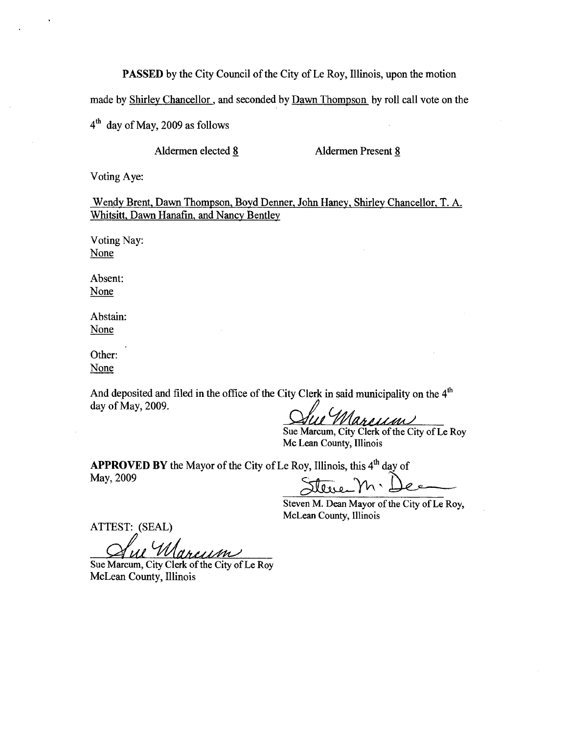**PASSED** by the City Council of the City of Le Roy, Illinois, upon the motion made by Shirley Chancellor , and seconded by Dawn Thompson by roll call vote on the 4th day of May, 2009 as follows

Aldermen elected 8 Aldermen Present 8

Voting Aye:

Wendy Brent, Dawn Thompson, Boyd Denner, John Haney, Shirley Chancellor, T. A. Whitsitt, Dawn Hanafin, and Nancy Bentley

Voting Nay:
None

Absent:
None

Abstain:
None

Other:
None

And deposited and filed in the office of the City Clerk in said municipality on the 4th day of May, 2009.

Sue Marcum

Sue Marcum, City Clerk of the City of Le Roy
Mc Lean County, Illinois

**APPROVED BY** the Mayor of the City of Le Roy, Illinois, this 4th day of May, 2009

Steve M. Dean

Steven M. Dean Mayor of the City of Le Roy,
McLean County, Illinois

ATTEST: (SEAL)

Sue Marcum

Sue Marcum, City Clerk of the City of Le Roy
McLean County, Illinois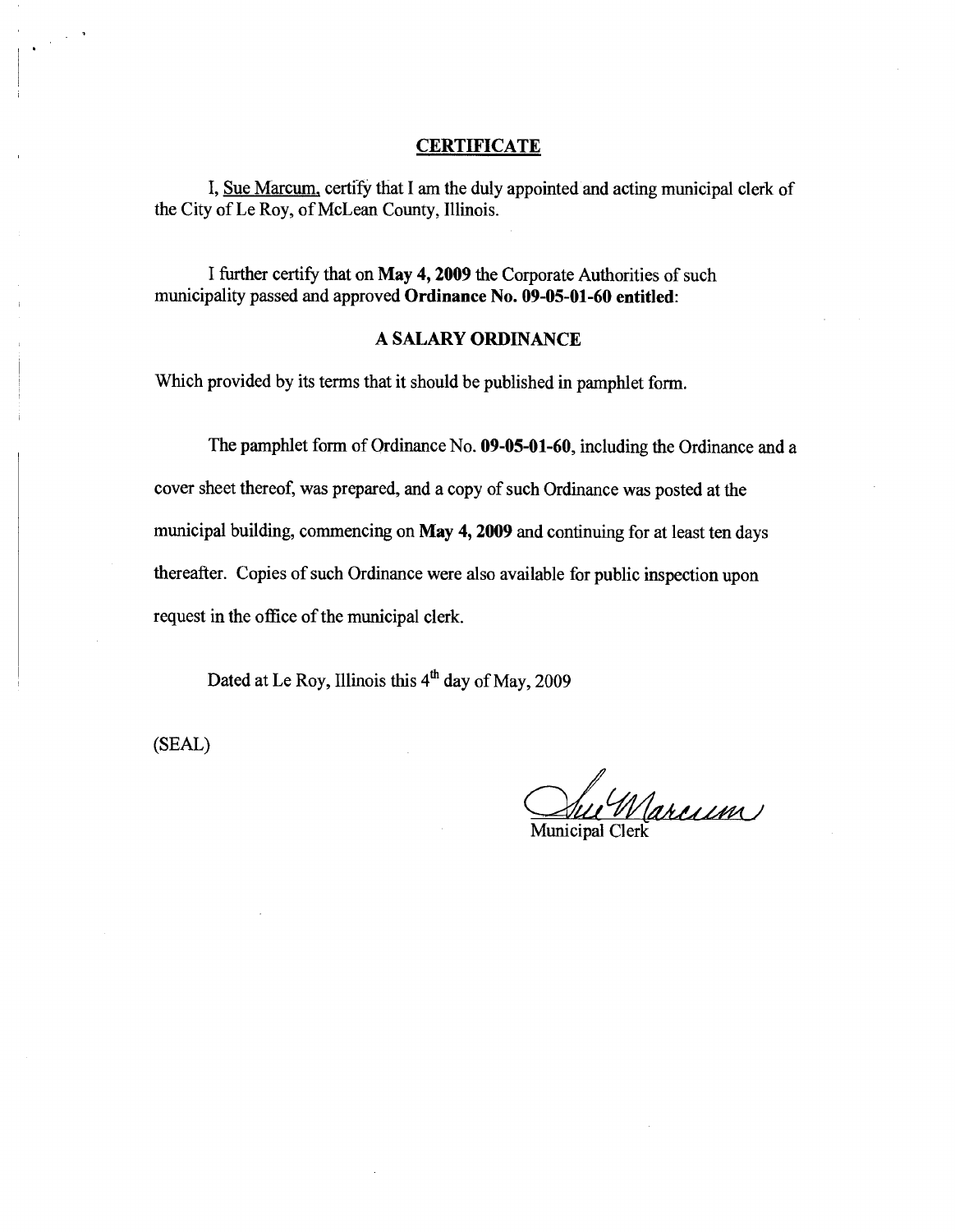## CERTIFICATE

I, Sue Marcum, certify that I am the duly appointed and acting municipal clerk of the City of Le Roy, of McLean County, Illinois.

I further certify that on **May 4, 2009** the Corporate Authorities of such municipality passed and approved **Ordinance No. 09-05-01-60 entitled**:

**A SALARY ORDINANCE**

Which provided by its terms that it should be published in pamphlet form.

The pamphlet form of Ordinance No. **09-05-01-60**, including the Ordinance and a cover sheet thereof, was prepared, and a copy of such Ordinance was posted at the municipal building, commencing on **May 4, 2009** and continuing for at least ten days thereafter. Copies of such Ordinance were also available for public inspection upon request in the office of the municipal clerk.

Dated at Le Roy, Illinois this 4th day of May, 2009

(SEAL)

Sue Marcum

Municipal Clerk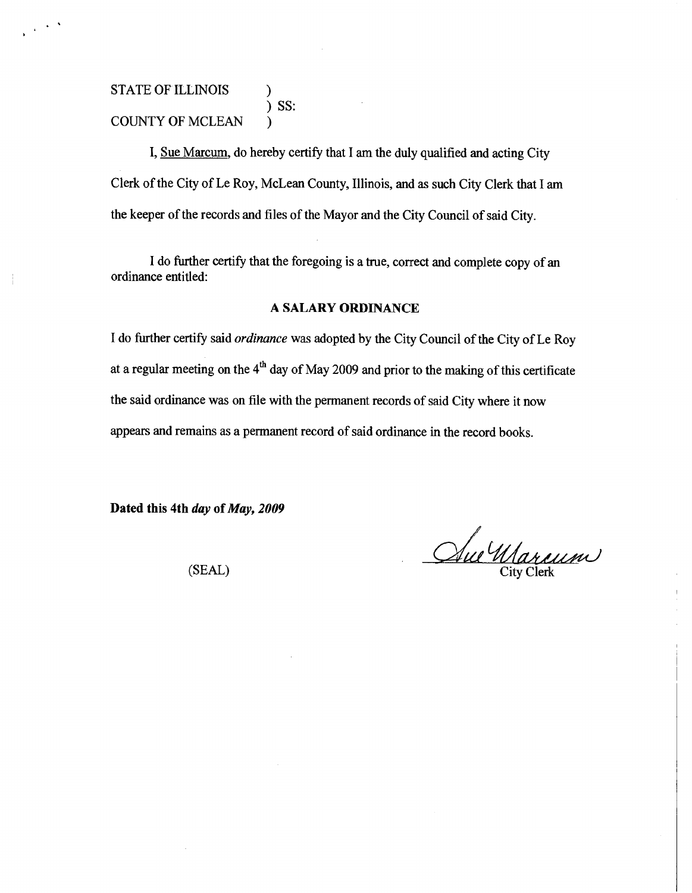STATE OF ILLINOIS )
) SS:
COUNTY OF MCLEAN )

I, Sue Marcum, do hereby certify that I am the duly qualified and acting City Clerk of the City of Le Roy, McLean County, Illinois, and as such City Clerk that I am the keeper of the records and files of the Mayor and the City Council of said City.

I do further certify that the foregoing is a true, correct and complete copy of an ordinance entitled:

**A SALARY ORDINANCE**

I do further certify said *ordinance* was adopted by the City Council of the City of Le Roy at a regular meeting on the 4th day of May 2009 and prior to the making of this certificate the said ordinance was on file with the permanent records of said City where it now appears and remains as a permanent record of said ordinance in the record books.

**Dated this 4th *day* of *May, 2009***

(SEAL)

Sue Marcum
City Clerk